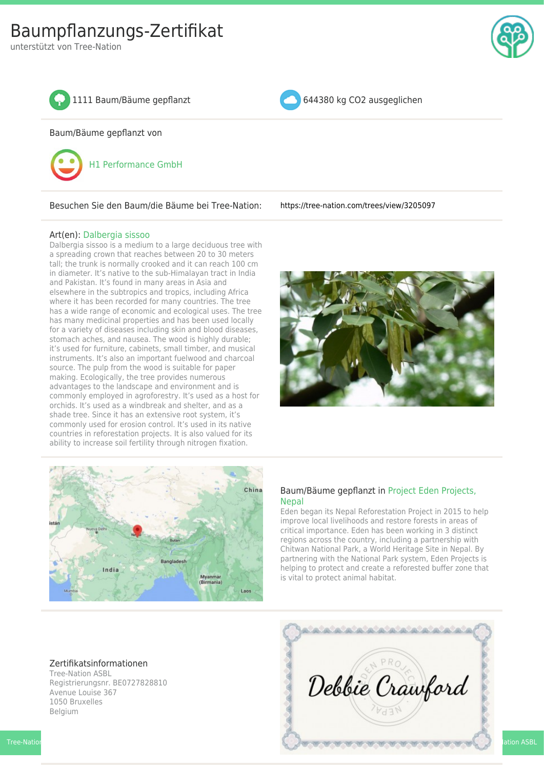# Baumpflanzungs-Zertifikat

unterstützt von Tree-Nation

1111 Baum/Bäume gepflanzt

644380 kg $CO_2$ ausgeglichen

Baum/Bäume gepflanzt von

H1 Performance GmbH

Besuchen Sie den Baum/die Bäume bei Tree-Nation: https://tree-nation.com/trees/view/3205097

Art(en): Dalbergia sissoo

Dalbergia sissoo is a medium to a large deciduous tree with a spreading crown that reaches between 20 to 30 meters tall; the trunk is normally crooked and it can reach 100 cm in diameter. It's native to the sub-Himalayan tract in India and Pakistan. It's found in many areas in Asia and elsewhere in the subtropics and tropics, including Africa where it has been recorded for many countries. The tree has a wide range of economic and ecological uses. The tree has many medicinal properties and has been used locally for a variety of diseases including skin and blood diseases, stomach aches, and nausea. The wood is highly durable; it's used for furniture, cabinets, small timber, and musical instruments. It's also an important fuelwood and charcoal source. The pulp from the wood is suitable for paper making. Ecologically, the tree provides numerous advantages to the landscape and environment and is commonly employed in agroforestry. It's used as a host for orchids. It's used as a windbreak and shelter, and as a shade tree. Since it has an extensive root system, it's commonly used for erosion control. It's used in its native countries in reforestation projects. It is also valued for its ability to increase soil fertility through nitrogen fixation.

Baum/Bäume gepflanzt in Project Eden Projects, Nepal

Eden began its Nepal Reforestation Project in 2015 to help improve local livelihoods and restore forests in areas of critical importance. Eden has been working in 3 distinct regions across the country, including a partnership with Chitwan National Park, a World Heritage Site in Nepal. By partnering with the National Park system, Eden Projects is helping to protect and create a reforested buffer zone that is vital to protect animal habitat.

Zertifikatsinformationen

Tree-Nation ASBL
Registrierungsnr. BE0727828810
Avenue Louise 367
1050 Bruxelles
Belgium

Debbie Crawford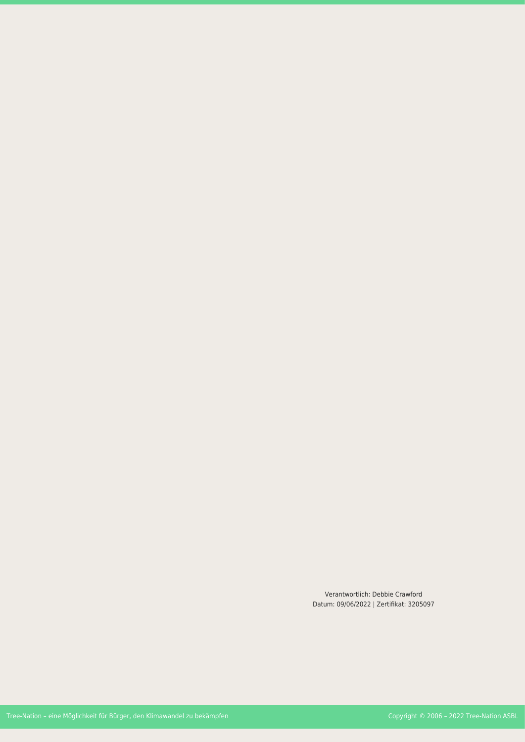Verantwortlich: Debbie Crawford
Datum: 09/06/2022 | Zertifikat: 3205097